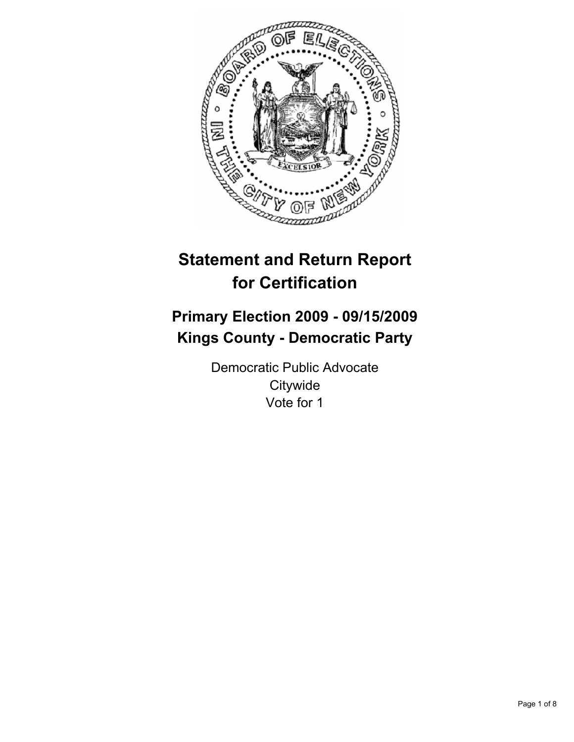# Statement and Return Report for Certification

## Primary Election 2009 - 09/15/2009
## Kings County - Democratic Party

Democratic Public Advocate
Citywide
Vote for 1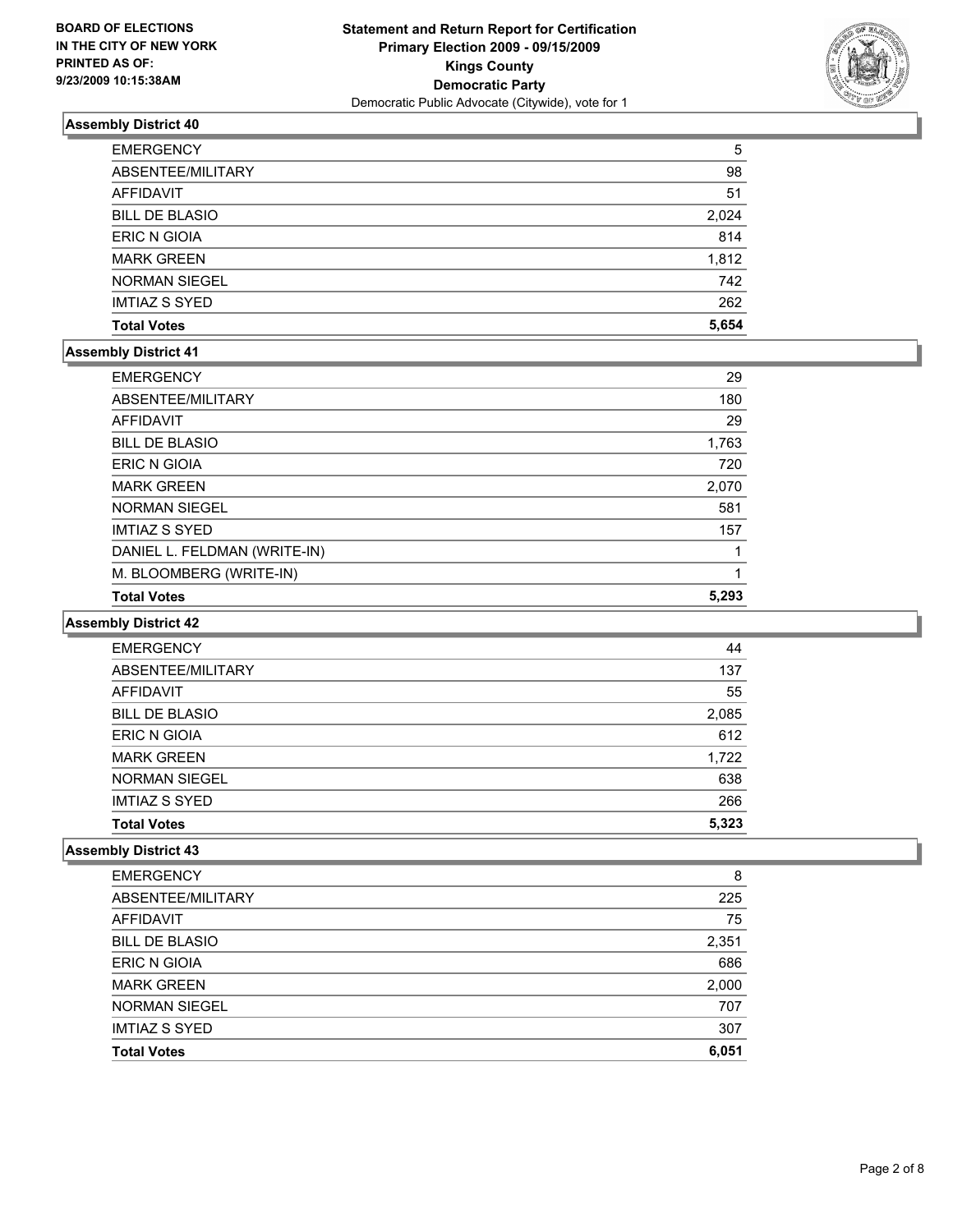**BOARD OF ELECTIONS IN THE CITY OF NEW YORK PRINTED AS OF: 9/23/2009 10:15:38AM**

**Statement and Return Report for Certification**
**Primary Election 2009 - 09/15/2009**
**Kings County**
**Democratic Party**
Democratic Public Advocate (Citywide), vote for 1

### Assembly District 40

| | |
|---|---|
| EMERGENCY | 5 |
| ABSENTEE/MILITARY | 98 |
| AFFIDAVIT | 51 |
| BILL DE BLASIO | 2,024 |
| ERIC N GIOIA | 814 |
| MARK GREEN | 1,812 |
| NORMAN SIEGEL | 742 |
| IMTIAZ S SYED | 262 |
| **Total Votes** | **5,654** |

### Assembly District 41

| | |
|---|---|
| EMERGENCY | 29 |
| ABSENTEE/MILITARY | 180 |
| AFFIDAVIT | 29 |
| BILL DE BLASIO | 1,763 |
| ERIC N GIOIA | 720 |
| MARK GREEN | 2,070 |
| NORMAN SIEGEL | 581 |
| IMTIAZ S SYED | 157 |
| DANIEL L. FELDMAN (WRITE-IN) | 1 |
| M. BLOOMBERG (WRITE-IN) | 1 |
| **Total Votes** | **5,293** |

### Assembly District 42

| | |
|---|---|
| EMERGENCY | 44 |
| ABSENTEE/MILITARY | 137 |
| AFFIDAVIT | 55 |
| BILL DE BLASIO | 2,085 |
| ERIC N GIOIA | 612 |
| MARK GREEN | 1,722 |
| NORMAN SIEGEL | 638 |
| IMTIAZ S SYED | 266 |
| **Total Votes** | **5,323** |

### Assembly District 43

| | |
|---|---|
| EMERGENCY | 8 |
| ABSENTEE/MILITARY | 225 |
| AFFIDAVIT | 75 |
| BILL DE BLASIO | 2,351 |
| ERIC N GIOIA | 686 |
| MARK GREEN | 2,000 |
| NORMAN SIEGEL | 707 |
| IMTIAZ S SYED | 307 |
| **Total Votes** | **6,051** |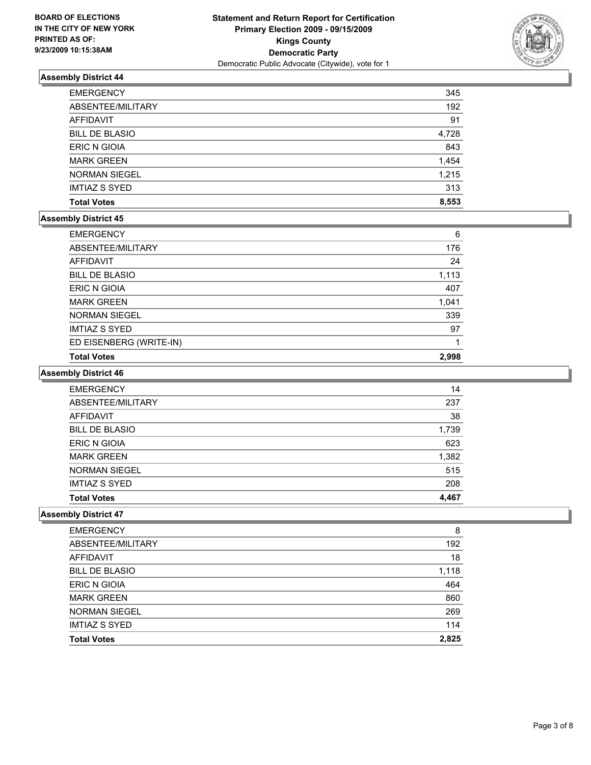BOARD OF ELECTIONS
IN THE CITY OF NEW YORK
PRINTED AS OF:
9/23/2009 10:15:38AM

**Statement and Return Report for Certification**
**Primary Election 2009 - 09/15/2009**
**Kings County**
**Democratic Party**
Democratic Public Advocate (Citywide), vote for 1

### Assembly District 44

| | |
|---|---|
| EMERGENCY | 345 |
| ABSENTEE/MILITARY | 192 |
| AFFIDAVIT | 91 |
| BILL DE BLASIO | 4,728 |
| ERIC N GIOIA | 843 |
| MARK GREEN | 1,454 |
| NORMAN SIEGEL | 1,215 |
| IMTIAZ S SYED | 313 |
| **Total Votes** | **8,553** |

### Assembly District 45

| | |
|---|---|
| EMERGENCY | 6 |
| ABSENTEE/MILITARY | 176 |
| AFFIDAVIT | 24 |
| BILL DE BLASIO | 1,113 |
| ERIC N GIOIA | 407 |
| MARK GREEN | 1,041 |
| NORMAN SIEGEL | 339 |
| IMTIAZ S SYED | 97 |
| ED EISENBERG (WRITE-IN) | 1 |
| **Total Votes** | **2,998** |

### Assembly District 46

| | |
|---|---|
| EMERGENCY | 14 |
| ABSENTEE/MILITARY | 237 |
| AFFIDAVIT | 38 |
| BILL DE BLASIO | 1,739 |
| ERIC N GIOIA | 623 |
| MARK GREEN | 1,382 |
| NORMAN SIEGEL | 515 |
| IMTIAZ S SYED | 208 |
| **Total Votes** | **4,467** |

### Assembly District 47

| | |
|---|---|
| EMERGENCY | 8 |
| ABSENTEE/MILITARY | 192 |
| AFFIDAVIT | 18 |
| BILL DE BLASIO | 1,118 |
| ERIC N GIOIA | 464 |
| MARK GREEN | 860 |
| NORMAN SIEGEL | 269 |
| IMTIAZ S SYED | 114 |
| **Total Votes** | **2,825** |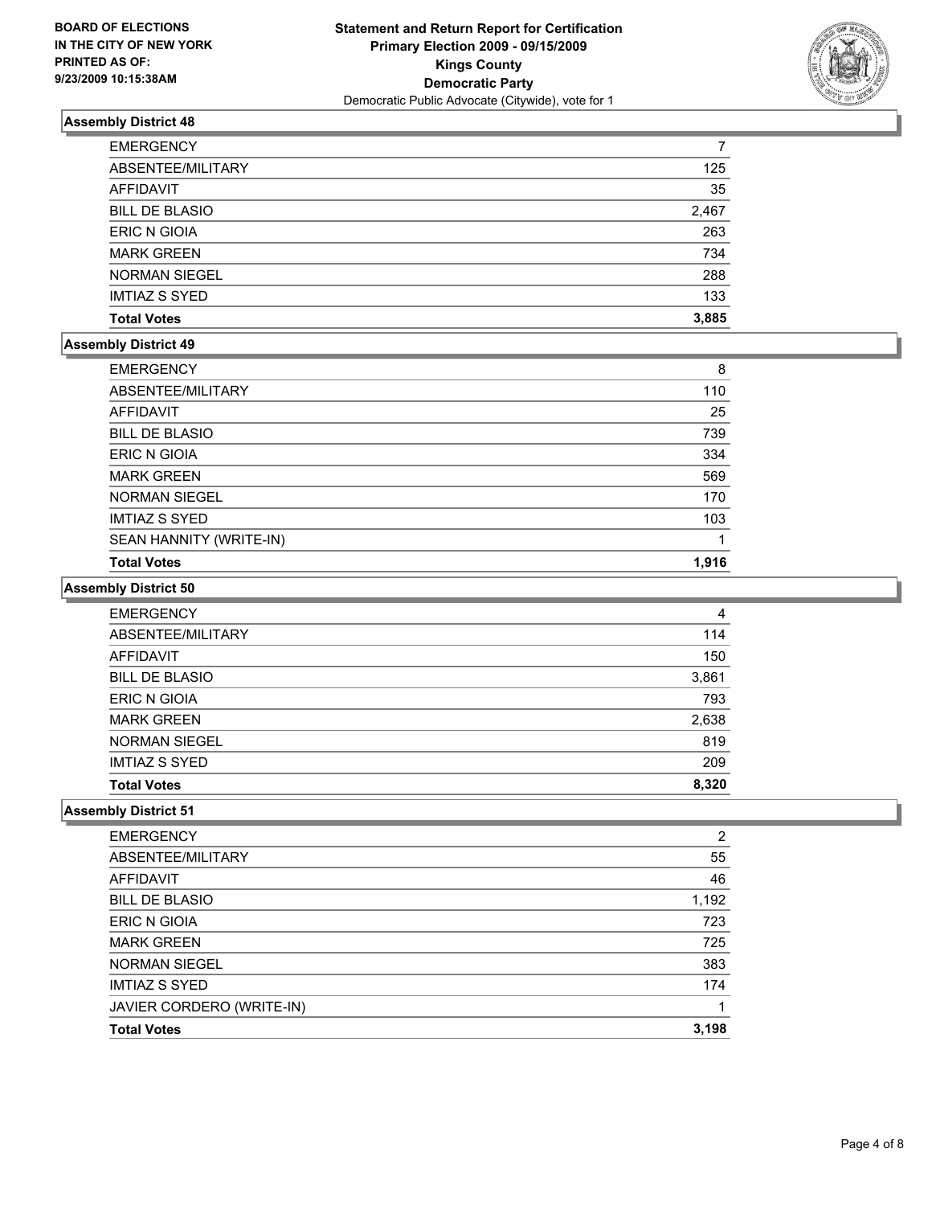**BOARD OF ELECTIONS IN THE CITY OF NEW YORK PRINTED AS OF: 9/23/2009 10:15:38AM**

**Statement and Return Report for Certification Primary Election 2009 - 09/15/2009 Kings County Democratic Party**
Democratic Public Advocate (Citywide), vote for 1

### Assembly District 48

| | |
|---|---|
| EMERGENCY | 7 |
| ABSENTEE/MILITARY | 125 |
| AFFIDAVIT | 35 |
| BILL DE BLASIO | 2,467 |
| ERIC N GIOIA | 263 |
| MARK GREEN | 734 |
| NORMAN SIEGEL | 288 |
| IMTIAZ S SYED | 133 |
| **Total Votes** | **3,885** |

### Assembly District 49

| | |
|---|---|
| EMERGENCY | 8 |
| ABSENTEE/MILITARY | 110 |
| AFFIDAVIT | 25 |
| BILL DE BLASIO | 739 |
| ERIC N GIOIA | 334 |
| MARK GREEN | 569 |
| NORMAN SIEGEL | 170 |
| IMTIAZ S SYED | 103 |
| SEAN HANNITY (WRITE-IN) | 1 |
| **Total Votes** | **1,916** |

### Assembly District 50

| | |
|---|---|
| EMERGENCY | 4 |
| ABSENTEE/MILITARY | 114 |
| AFFIDAVIT | 150 |
| BILL DE BLASIO | 3,861 |
| ERIC N GIOIA | 793 |
| MARK GREEN | 2,638 |
| NORMAN SIEGEL | 819 |
| IMTIAZ S SYED | 209 |
| **Total Votes** | **8,320** |

### Assembly District 51

| | |
|---|---|
| EMERGENCY | 2 |
| ABSENTEE/MILITARY | 55 |
| AFFIDAVIT | 46 |
| BILL DE BLASIO | 1,192 |
| ERIC N GIOIA | 723 |
| MARK GREEN | 725 |
| NORMAN SIEGEL | 383 |
| IMTIAZ S SYED | 174 |
| JAVIER CORDERO (WRITE-IN) | 1 |
| **Total Votes** | **3,198** |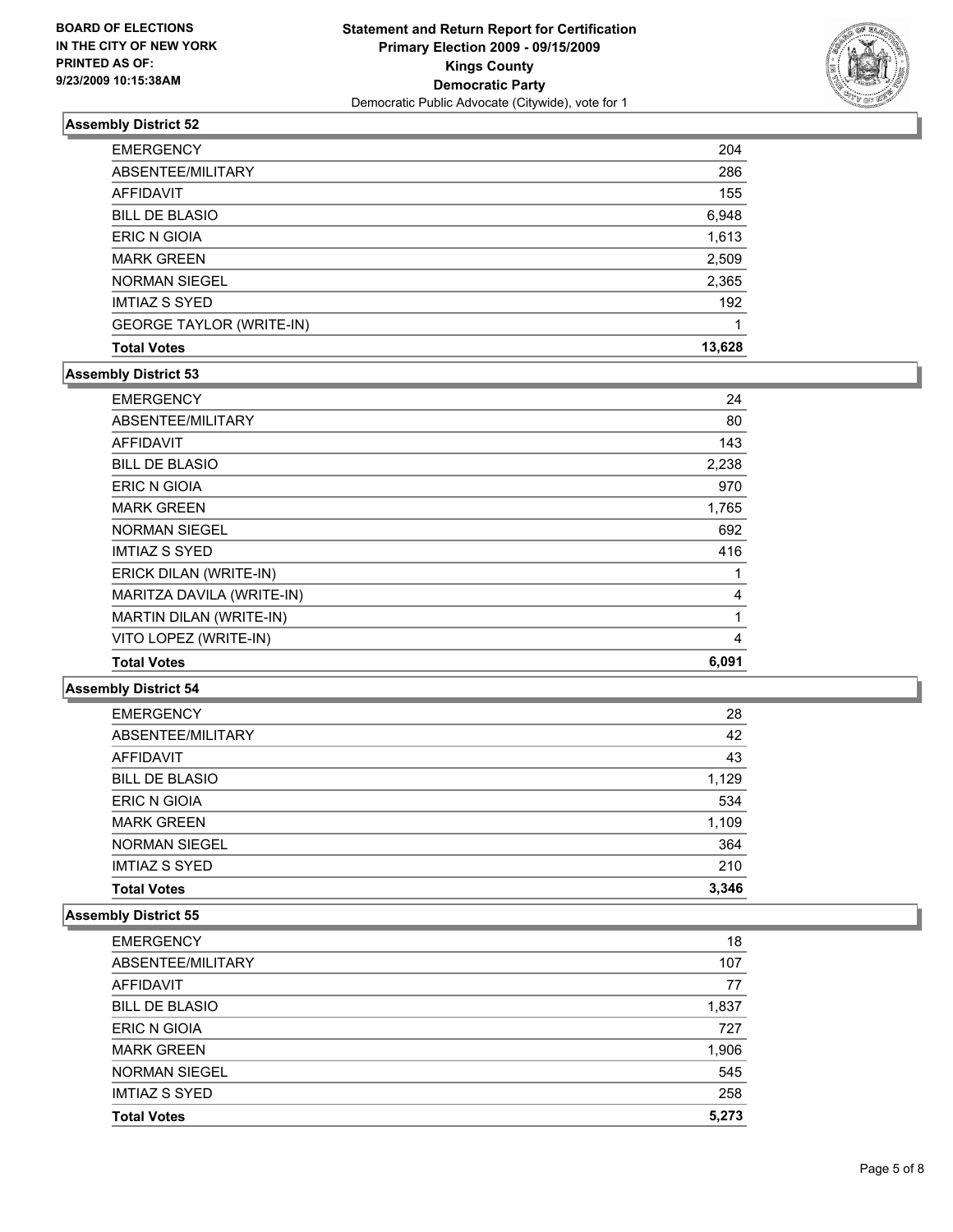BOARD OF ELECTIONS
IN THE CITY OF NEW YORK
PRINTED AS OF:
9/23/2009 10:15:38AM

**Statement and Return Report for Certification**
**Primary Election 2009 - 09/15/2009**
**Kings County**
**Democratic Party**
Democratic Public Advocate (Citywide), vote for 1

### Assembly District 52

| | |
|---|---|
| EMERGENCY | 204 |
| ABSENTEE/MILITARY | 286 |
| AFFIDAVIT | 155 |
| BILL DE BLASIO | 6,948 |
| ERIC N GIOIA | 1,613 |
| MARK GREEN | 2,509 |
| NORMAN SIEGEL | 2,365 |
| IMTIAZ S SYED | 192 |
| GEORGE TAYLOR (WRITE-IN) | 1 |
| **Total Votes** | **13,628** |

### Assembly District 53

| | |
|---|---|
| EMERGENCY | 24 |
| ABSENTEE/MILITARY | 80 |
| AFFIDAVIT | 143 |
| BILL DE BLASIO | 2,238 |
| ERIC N GIOIA | 970 |
| MARK GREEN | 1,765 |
| NORMAN SIEGEL | 692 |
| IMTIAZ S SYED | 416 |
| ERICK DILAN (WRITE-IN) | 1 |
| MARITZA DAVILA (WRITE-IN) | 4 |
| MARTIN DILAN (WRITE-IN) | 1 |
| VITO LOPEZ (WRITE-IN) | 4 |
| **Total Votes** | **6,091** |

### Assembly District 54

| | |
|---|---|
| EMERGENCY | 28 |
| ABSENTEE/MILITARY | 42 |
| AFFIDAVIT | 43 |
| BILL DE BLASIO | 1,129 |
| ERIC N GIOIA | 534 |
| MARK GREEN | 1,109 |
| NORMAN SIEGEL | 364 |
| IMTIAZ S SYED | 210 |
| **Total Votes** | **3,346** |

### Assembly District 55

| | |
|---|---|
| EMERGENCY | 18 |
| ABSENTEE/MILITARY | 107 |
| AFFIDAVIT | 77 |
| BILL DE BLASIO | 1,837 |
| ERIC N GIOIA | 727 |
| MARK GREEN | 1,906 |
| NORMAN SIEGEL | 545 |
| IMTIAZ S SYED | 258 |
| **Total Votes** | **5,273** |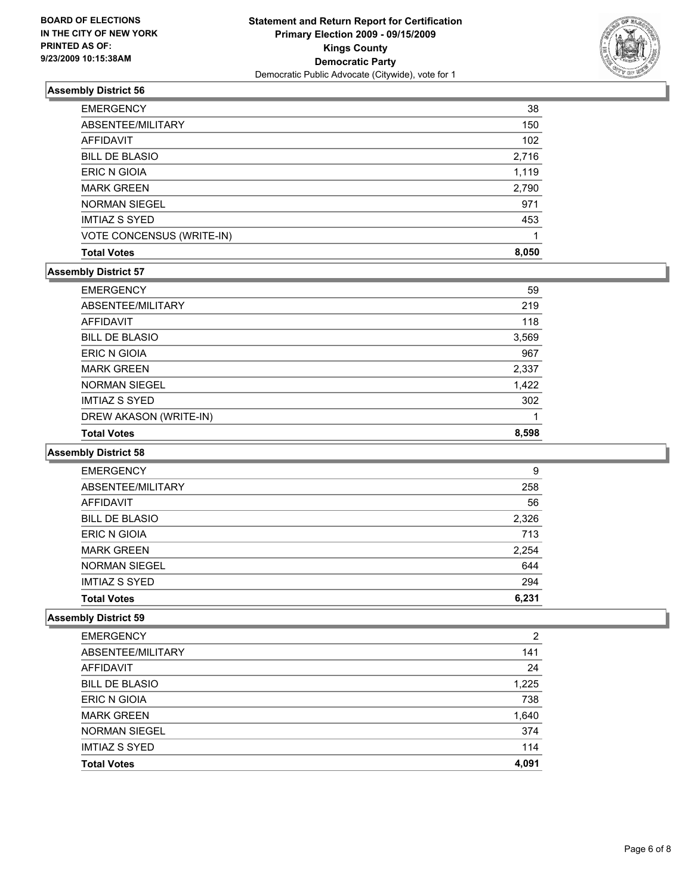BOARD OF ELECTIONS
IN THE CITY OF NEW YORK
PRINTED AS OF:
9/23/2009 10:15:38AM

**Statement and Return Report for Certification**
**Primary Election 2009 - 09/15/2009**
**Kings County**
**Democratic Party**
Democratic Public Advocate (Citywide), vote for 1

### Assembly District 56

| | |
|---|---|
| EMERGENCY | 38 |
| ABSENTEE/MILITARY | 150 |
| AFFIDAVIT | 102 |
| BILL DE BLASIO | 2,716 |
| ERIC N GIOIA | 1,119 |
| MARK GREEN | 2,790 |
| NORMAN SIEGEL | 971 |
| IMTIAZ S SYED | 453 |
| VOTE CONCENSUS (WRITE-IN) | 1 |
| **Total Votes** | **8,050** |

### Assembly District 57

| | |
|---|---|
| EMERGENCY | 59 |
| ABSENTEE/MILITARY | 219 |
| AFFIDAVIT | 118 |
| BILL DE BLASIO | 3,569 |
| ERIC N GIOIA | 967 |
| MARK GREEN | 2,337 |
| NORMAN SIEGEL | 1,422 |
| IMTIAZ S SYED | 302 |
| DREW AKASON (WRITE-IN) | 1 |
| **Total Votes** | **8,598** |

### Assembly District 58

| | |
|---|---|
| EMERGENCY | 9 |
| ABSENTEE/MILITARY | 258 |
| AFFIDAVIT | 56 |
| BILL DE BLASIO | 2,326 |
| ERIC N GIOIA | 713 |
| MARK GREEN | 2,254 |
| NORMAN SIEGEL | 644 |
| IMTIAZ S SYED | 294 |
| **Total Votes** | **6,231** |

### Assembly District 59

| | |
|---|---|
| EMERGENCY | 2 |
| ABSENTEE/MILITARY | 141 |
| AFFIDAVIT | 24 |
| BILL DE BLASIO | 1,225 |
| ERIC N GIOIA | 738 |
| MARK GREEN | 1,640 |
| NORMAN SIEGEL | 374 |
| IMTIAZ S SYED | 114 |
| **Total Votes** | **4,091** |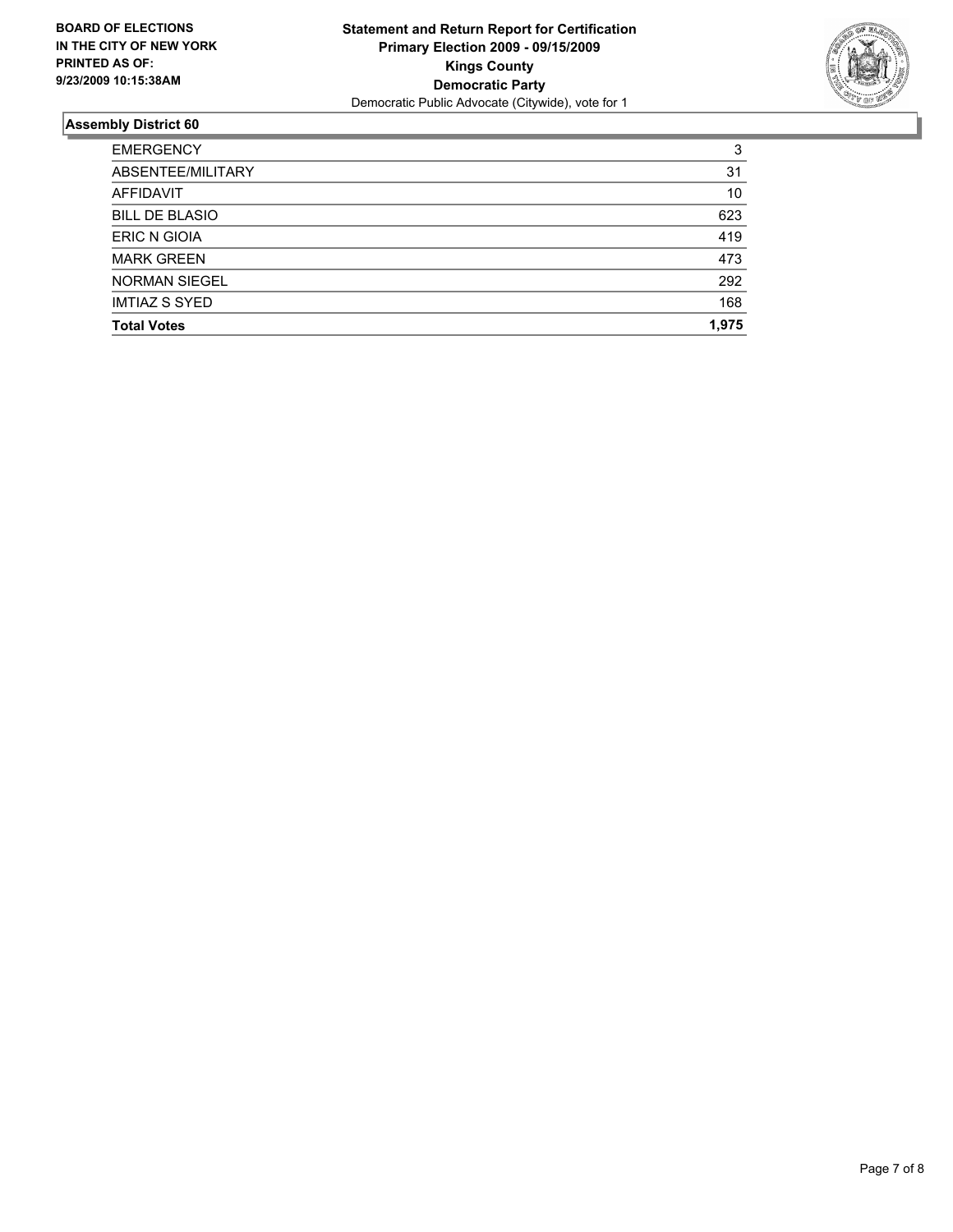**BOARD OF ELECTIONS IN THE CITY OF NEW YORK PRINTED AS OF: 9/23/2009 10:15:38AM**

**Statement and Return Report for Certification**
**Primary Election 2009 - 09/15/2009**
**Kings County**
**Democratic Party**
Democratic Public Advocate (Citywide), vote for 1

## Assembly District 60

| | |
|---|---|
| EMERGENCY | 3 |
| ABSENTEE/MILITARY | 31 |
| AFFIDAVIT | 10 |
| BILL DE BLASIO | 623 |
| ERIC N GIOIA | 419 |
| MARK GREEN | 473 |
| NORMAN SIEGEL | 292 |
| IMTIAZ S SYED | 168 |
| **Total Votes** | **1,975** |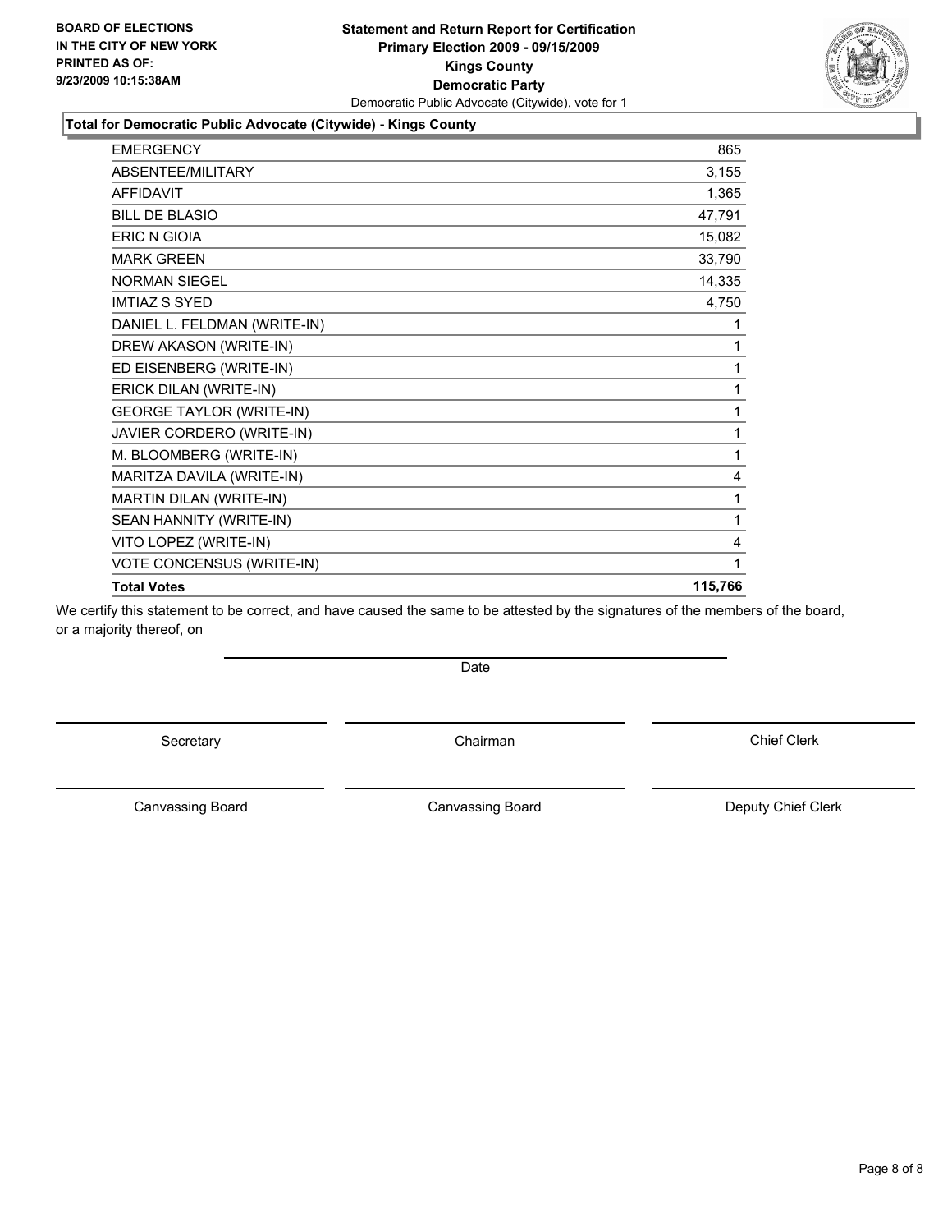**BOARD OF ELECTIONS IN THE CITY OF NEW YORK PRINTED AS OF: 9/23/2009 10:15:38AM**

**Statement and Return Report for Certification**
**Primary Election 2009 - 09/15/2009**
**Kings County**
**Democratic Party**
Democratic Public Advocate (Citywide), vote for 1

**Total for Democratic Public Advocate (Citywide) - Kings County**

| | |
|---|---|
| EMERGENCY | 865 |
| ABSENTEE/MILITARY | 3,155 |
| AFFIDAVIT | 1,365 |
| BILL DE BLASIO | 47,791 |
| ERIC N GIOIA | 15,082 |
| MARK GREEN | 33,790 |
| NORMAN SIEGEL | 14,335 |
| IMTIAZ S SYED | 4,750 |
| DANIEL L. FELDMAN (WRITE-IN) | 1 |
| DREW AKASON (WRITE-IN) | 1 |
| ED EISENBERG (WRITE-IN) | 1 |
| ERICK DILAN (WRITE-IN) | 1 |
| GEORGE TAYLOR (WRITE-IN) | 1 |
| JAVIER CORDERO (WRITE-IN) | 1 |
| M. BLOOMBERG (WRITE-IN) | 1 |
| MARITZA DAVILA (WRITE-IN) | 4 |
| MARTIN DILAN (WRITE-IN) | 1 |
| SEAN HANNITY (WRITE-IN) | 1 |
| VITO LOPEZ (WRITE-IN) | 4 |
| VOTE CONCENSUS (WRITE-IN) | 1 |
| **Total Votes** | **115,766** |

We certify this statement to be correct, and have caused the same to be attested by the signatures of the members of the board, or a majority thereof, on

Date

Secretary | Chairman | Chief Clerk

Canvassing Board | Canvassing Board | Deputy Chief Clerk